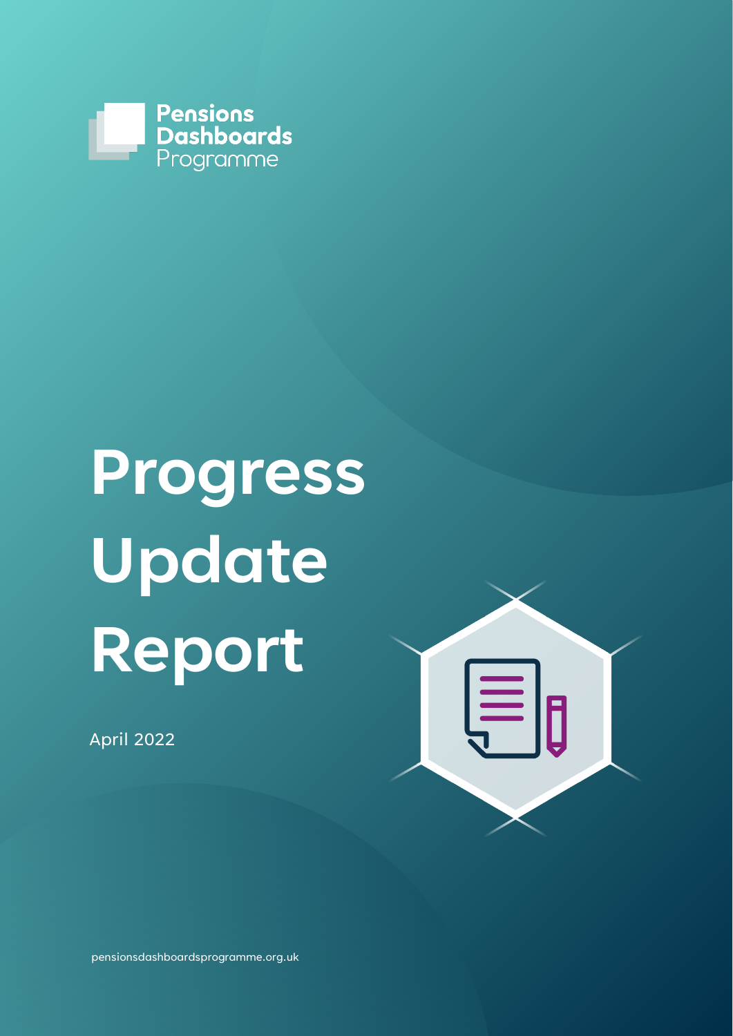Pensions Dashboards Programme

# Progress Update Report

April 2022

pensionsdashboardsprogramme.org.uk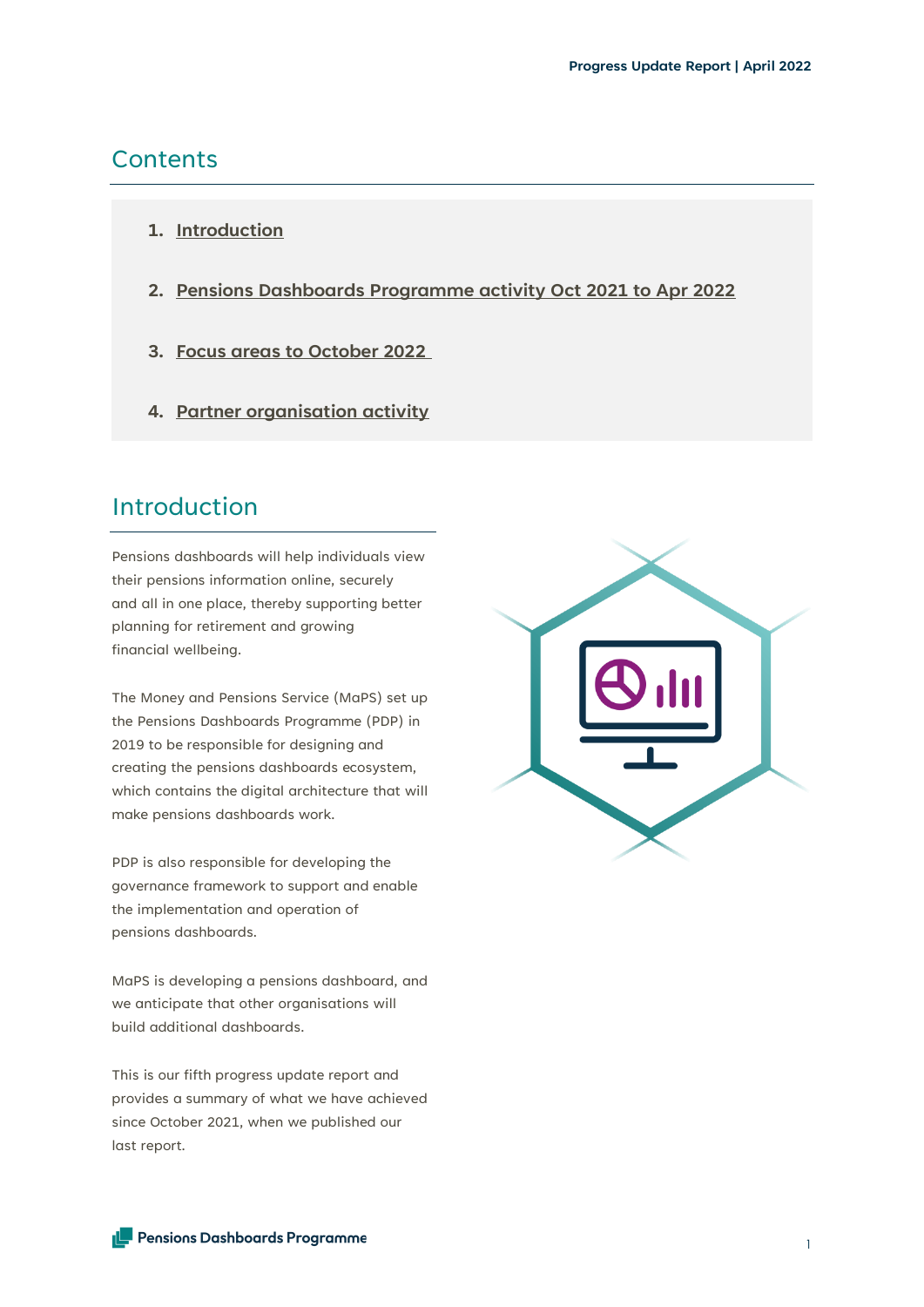## Contents

1. Introduction
2. Pensions Dashboards Programme activity Oct 2021 to Apr 2022
3. Focus areas to October 2022
4. Partner organisation activity

## Introduction

Pensions dashboards will help individuals view their pensions information online, securely and all in one place, thereby supporting better planning for retirement and growing financial wellbeing.

The Money and Pensions Service (MaPS) set up the Pensions Dashboards Programme (PDP) in 2019 to be responsible for designing and creating the pensions dashboards ecosystem, which contains the digital architecture that will make pensions dashboards work.

PDP is also responsible for developing the governance framework to support and enable the implementation and operation of pensions dashboards.

MaPS is developing a pensions dashboard, and we anticipate that other organisations will build additional dashboards.

This is our fifth progress update report and provides a summary of what we have achieved since October 2021, when we published our last report.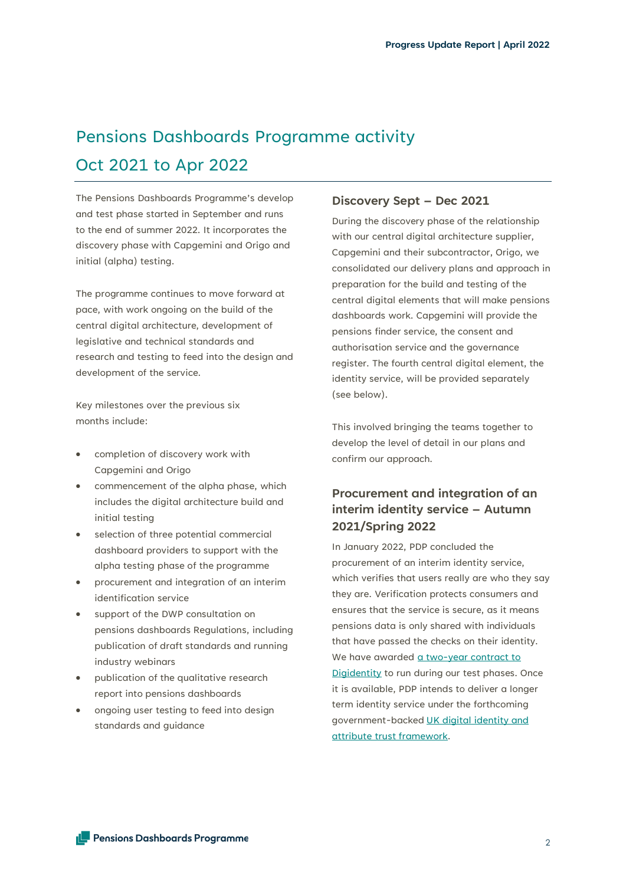# Pensions Dashboards Programme activity Oct 2021 to Apr 2022

The Pensions Dashboards Programme's develop and test phase started in September and runs to the end of summer 2022. It incorporates the discovery phase with Capgemini and Origo and initial (alpha) testing.

The programme continues to move forward at pace, with work ongoing on the build of the central digital architecture, development of legislative and technical standards and research and testing to feed into the design and development of the service.

Key milestones over the previous six months include:

- completion of discovery work with Capgemini and Origo
- commencement of the alpha phase, which includes the digital architecture build and initial testing
- selection of three potential commercial dashboard providers to support with the alpha testing phase of the programme
- procurement and integration of an interim identification service
- support of the DWP consultation on pensions dashboards Regulations, including publication of draft standards and running industry webinars
- publication of the qualitative research report into pensions dashboards
- ongoing user testing to feed into design standards and guidance

## Discovery Sept – Dec 2021

During the discovery phase of the relationship with our central digital architecture supplier, Capgemini and their subcontractor, Origo, we consolidated our delivery plans and approach in preparation for the build and testing of the central digital elements that will make pensions dashboards work. Capgemini will provide the pensions finder service, the consent and authorisation service and the governance register. The fourth central digital element, the identity service, will be provided separately (see below).

This involved bringing the teams together to develop the level of detail in our plans and confirm our approach.

## Procurement and integration of an interim identity service – Autumn 2021/Spring 2022

In January 2022, PDP concluded the procurement of an interim identity service, which verifies that users really are who they say they are. Verification protects consumers and ensures that the service is secure, as it means pensions data is only shared with individuals that have passed the checks on their identity. We have awarded a two-year contract to Digidentity to run during our test phases. Once it is available, PDP intends to deliver a longer term identity service under the forthcoming government-backed UK digital identity and attribute trust framework.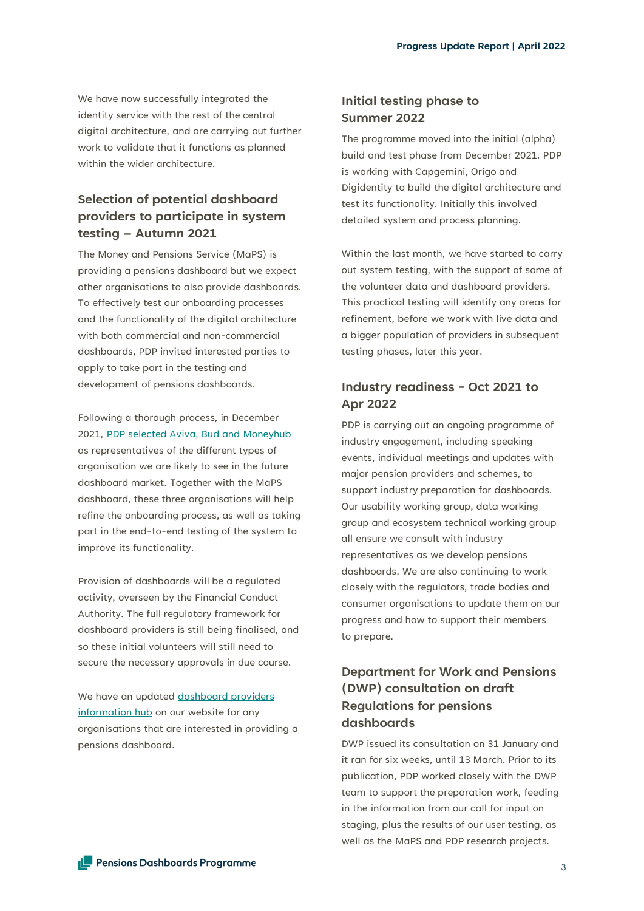We have now successfully integrated the identity service with the rest of the central digital architecture, and are carrying out further work to validate that it functions as planned within the wider architecture.

## Selection of potential dashboard providers to participate in system testing – Autumn 2021

The Money and Pensions Service (MaPS) is providing a pensions dashboard but we expect other organisations to also provide dashboards. To effectively test our onboarding processes and the functionality of the digital architecture with both commercial and non-commercial dashboards, PDP invited interested parties to apply to take part in the testing and development of pensions dashboards.

Following a thorough process, in December 2021, PDP selected Aviva, Bud and Moneyhub as representatives of the different types of organisation we are likely to see in the future dashboard market. Together with the MaPS dashboard, these three organisations will help refine the onboarding process, as well as taking part in the end-to-end testing of the system to improve its functionality.

Provision of dashboards will be a regulated activity, overseen by the Financial Conduct Authority. The full regulatory framework for dashboard providers is still being finalised, and so these initial volunteers will still need to secure the necessary approvals in due course.

We have an updated dashboard providers information hub on our website for any organisations that are interested in providing a pensions dashboard.

## Initial testing phase to Summer 2022

The programme moved into the initial (alpha) build and test phase from December 2021. PDP is working with Capgemini, Origo and Digidentity to build the digital architecture and test its functionality. Initially this involved detailed system and process planning.

Within the last month, we have started to carry out system testing, with the support of some of the volunteer data and dashboard providers. This practical testing will identify any areas for refinement, before we work with live data and a bigger population of providers in subsequent testing phases, later this year.

## Industry readiness - Oct 2021 to Apr 2022

PDP is carrying out an ongoing programme of industry engagement, including speaking events, individual meetings and updates with major pension providers and schemes, to support industry preparation for dashboards. Our usability working group, data working group and ecosystem technical working group all ensure we consult with industry representatives as we develop pensions dashboards. We are also continuing to work closely with the regulators, trade bodies and consumer organisations to update them on our progress and how to support their members to prepare.

## Department for Work and Pensions (DWP) consultation on draft Regulations for pensions dashboards

DWP issued its consultation on 31 January and it ran for six weeks, until 13 March. Prior to its publication, PDP worked closely with the DWP team to support the preparation work, feeding in the information from our call for input on staging, plus the results of our user testing, as well as the MaPS and PDP research projects.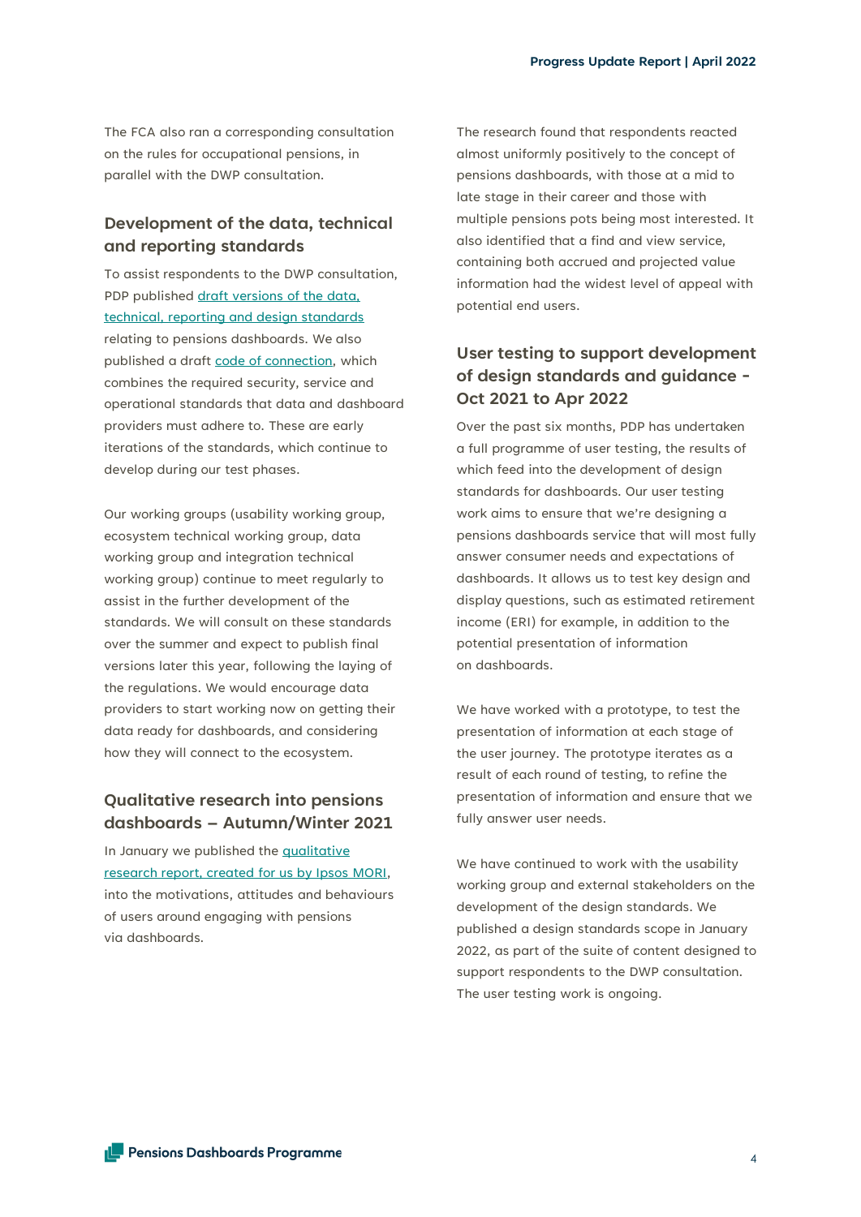The FCA also ran a corresponding consultation on the rules for occupational pensions, in parallel with the DWP consultation.

## Development of the data, technical and reporting standards

To assist respondents to the DWP consultation, PDP published draft versions of the data, technical, reporting and design standards relating to pensions dashboards. We also published a draft code of connection, which combines the required security, service and operational standards that data and dashboard providers must adhere to. These are early iterations of the standards, which continue to develop during our test phases.

Our working groups (usability working group, ecosystem technical working group, data working group and integration technical working group) continue to meet regularly to assist in the further development of the standards. We will consult on these standards over the summer and expect to publish final versions later this year, following the laying of the regulations. We would encourage data providers to start working now on getting their data ready for dashboards, and considering how they will connect to the ecosystem.

## Qualitative research into pensions dashboards – Autumn/Winter 2021

In January we published the qualitative research report, created for us by Ipsos MORI, into the motivations, attitudes and behaviours of users around engaging with pensions via dashboards.

The research found that respondents reacted almost uniformly positively to the concept of pensions dashboards, with those at a mid to late stage in their career and those with multiple pensions pots being most interested. It also identified that a find and view service, containing both accrued and projected value information had the widest level of appeal with potential end users.

## User testing to support development of design standards and guidance - Oct 2021 to Apr 2022

Over the past six months, PDP has undertaken a full programme of user testing, the results of which feed into the development of design standards for dashboards. Our user testing work aims to ensure that we're designing a pensions dashboards service that will most fully answer consumer needs and expectations of dashboards. It allows us to test key design and display questions, such as estimated retirement income (ERI) for example, in addition to the potential presentation of information on dashboards.

We have worked with a prototype, to test the presentation of information at each stage of the user journey. The prototype iterates as a result of each round of testing, to refine the presentation of information and ensure that we fully answer user needs.

We have continued to work with the usability working group and external stakeholders on the development of the design standards. We published a design standards scope in January 2022, as part of the suite of content designed to support respondents to the DWP consultation. The user testing work is ongoing.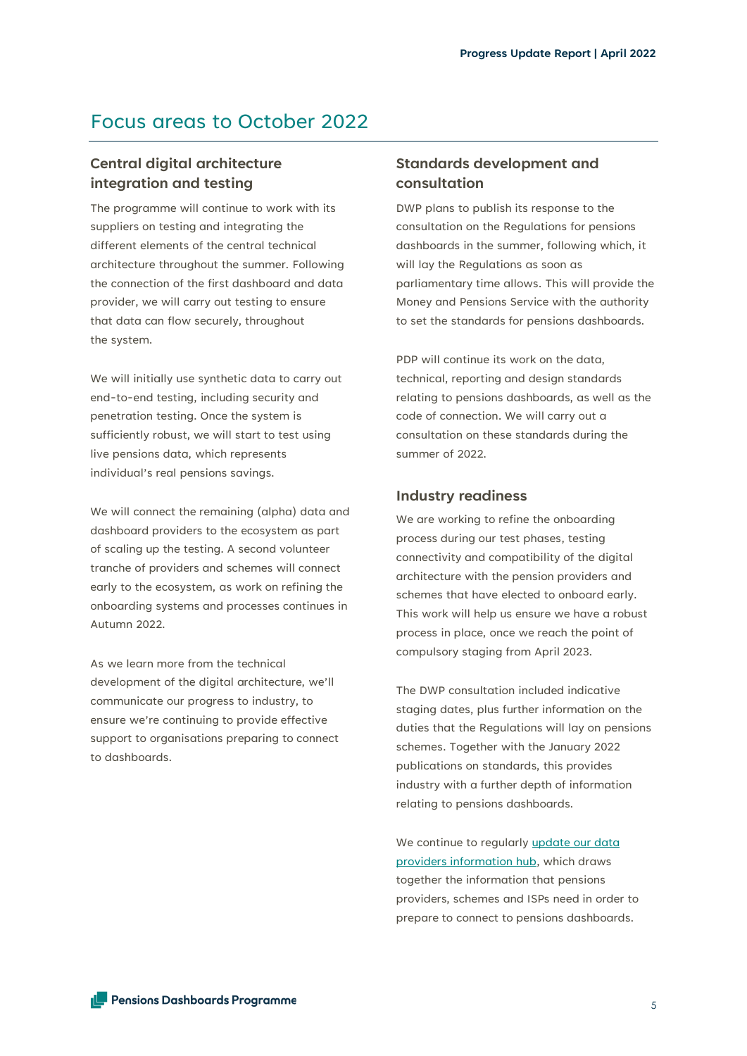# Focus areas to October 2022

## Central digital architecture integration and testing

The programme will continue to work with its suppliers on testing and integrating the different elements of the central technical architecture throughout the summer. Following the connection of the first dashboard and data provider, we will carry out testing to ensure that data can flow securely, throughout the system.

We will initially use synthetic data to carry out end-to-end testing, including security and penetration testing. Once the system is sufficiently robust, we will start to test using live pensions data, which represents individual's real pensions savings.

We will connect the remaining (alpha) data and dashboard providers to the ecosystem as part of scaling up the testing. A second volunteer tranche of providers and schemes will connect early to the ecosystem, as work on refining the onboarding systems and processes continues in Autumn 2022.

As we learn more from the technical development of the digital architecture, we'll communicate our progress to industry, to ensure we're continuing to provide effective support to organisations preparing to connect to dashboards.

## Standards development and consultation

DWP plans to publish its response to the consultation on the Regulations for pensions dashboards in the summer, following which, it will lay the Regulations as soon as parliamentary time allows. This will provide the Money and Pensions Service with the authority to set the standards for pensions dashboards.

PDP will continue its work on the data, technical, reporting and design standards relating to pensions dashboards, as well as the code of connection. We will carry out a consultation on these standards during the summer of 2022.

## Industry readiness

We are working to refine the onboarding process during our test phases, testing connectivity and compatibility of the digital architecture with the pension providers and schemes that have elected to onboard early. This work will help us ensure we have a robust process in place, once we reach the point of compulsory staging from April 2023.

The DWP consultation included indicative staging dates, plus further information on the duties that the Regulations will lay on pensions schemes. Together with the January 2022 publications on standards, this provides industry with a further depth of information relating to pensions dashboards.

We continue to regularly update our data providers information hub, which draws together the information that pensions providers, schemes and ISPs need in order to prepare to connect to pensions dashboards.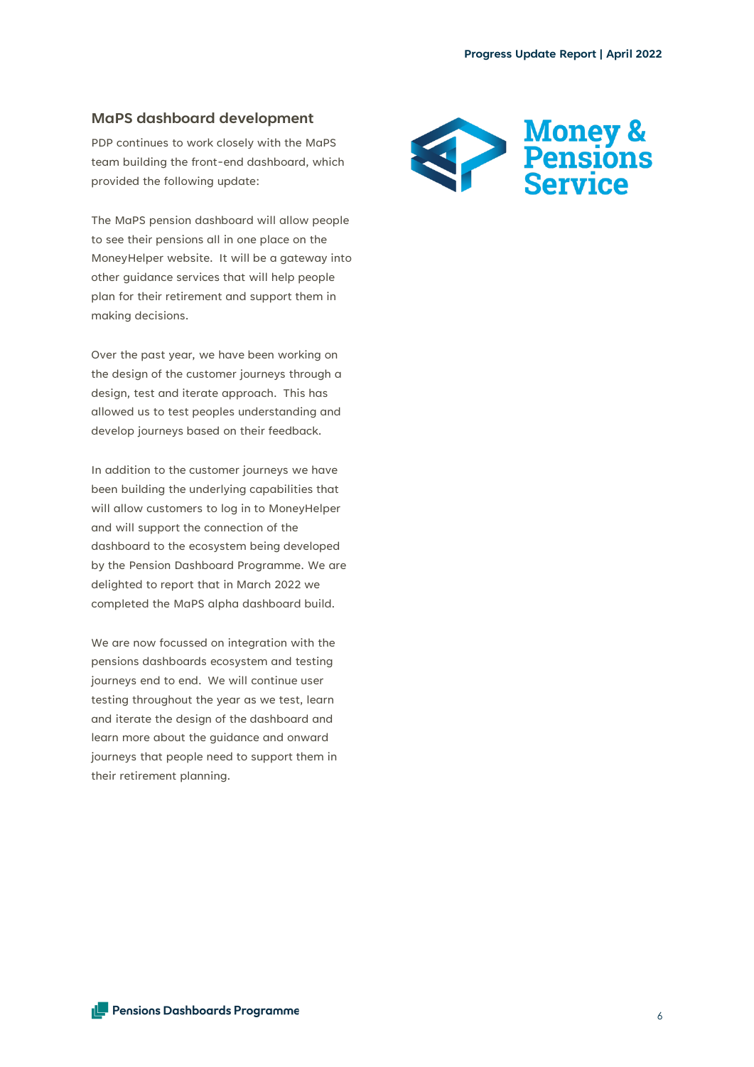## MaPS dashboard development

PDP continues to work closely with the MaPS team building the front-end dashboard, which provided the following update:

The MaPS pension dashboard will allow people to see their pensions all in one place on the MoneyHelper website. It will be a gateway into other guidance services that will help people plan for their retirement and support them in making decisions.

Over the past year, we have been working on the design of the customer journeys through a design, test and iterate approach. This has allowed us to test peoples understanding and develop journeys based on their feedback.

In addition to the customer journeys we have been building the underlying capabilities that will allow customers to log in to MoneyHelper and will support the connection of the dashboard to the ecosystem being developed by the Pension Dashboard Programme. We are delighted to report that in March 2022 we completed the MaPS alpha dashboard build.

We are now focussed on integration with the pensions dashboards ecosystem and testing journeys end to end. We will continue user testing throughout the year as we test, learn and iterate the design of the dashboard and learn more about the guidance and onward journeys that people need to support them in their retirement planning.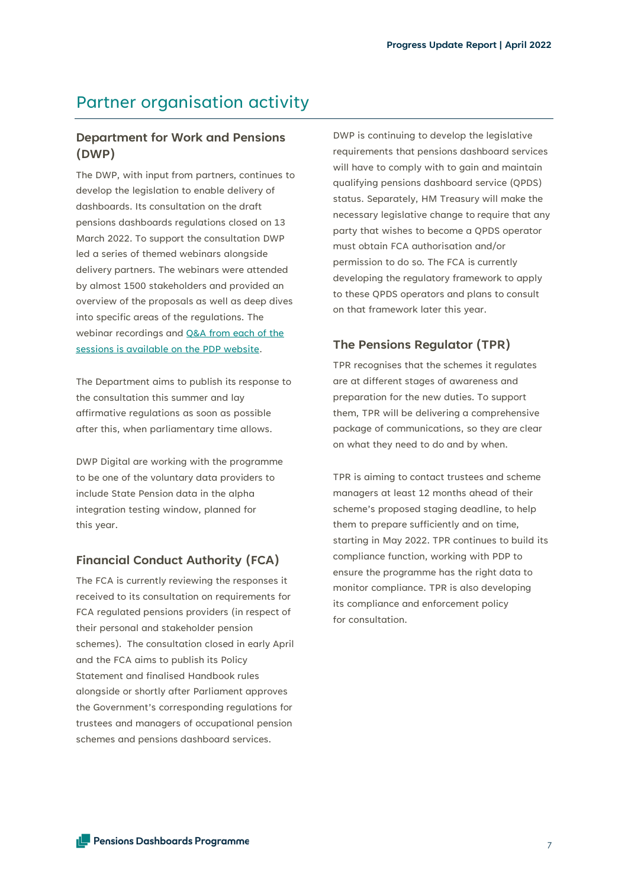# Partner organisation activity

## Department for Work and Pensions (DWP)

The DWP, with input from partners, continues to develop the legislation to enable delivery of dashboards. Its consultation on the draft pensions dashboards regulations closed on 13 March 2022. To support the consultation DWP led a series of themed webinars alongside delivery partners. The webinars were attended by almost 1500 stakeholders and provided an overview of the proposals as well as deep dives into specific areas of the regulations. The webinar recordings and Q&A from each of the sessions is available on the PDP website.

The Department aims to publish its response to the consultation this summer and lay affirmative regulations as soon as possible after this, when parliamentary time allows.

DWP Digital are working with the programme to be one of the voluntary data providers to include State Pension data in the alpha integration testing window, planned for this year.

## Financial Conduct Authority (FCA)

The FCA is currently reviewing the responses it received to its consultation on requirements for FCA regulated pensions providers (in respect of their personal and stakeholder pension schemes). The consultation closed in early April and the FCA aims to publish its Policy Statement and finalised Handbook rules alongside or shortly after Parliament approves the Government's corresponding regulations for trustees and managers of occupational pension schemes and pensions dashboard services.

DWP is continuing to develop the legislative requirements that pensions dashboard services will have to comply with to gain and maintain qualifying pensions dashboard service (QPDS) status. Separately, HM Treasury will make the necessary legislative change to require that any party that wishes to become a QPDS operator must obtain FCA authorisation and/or permission to do so. The FCA is currently developing the regulatory framework to apply to these QPDS operators and plans to consult on that framework later this year.

## The Pensions Regulator (TPR)

TPR recognises that the schemes it regulates are at different stages of awareness and preparation for the new duties. To support them, TPR will be delivering a comprehensive package of communications, so they are clear on what they need to do and by when.

TPR is aiming to contact trustees and scheme managers at least 12 months ahead of their scheme's proposed staging deadline, to help them to prepare sufficiently and on time, starting in May 2022. TPR continues to build its compliance function, working with PDP to ensure the programme has the right data to monitor compliance. TPR is also developing its compliance and enforcement policy for consultation.